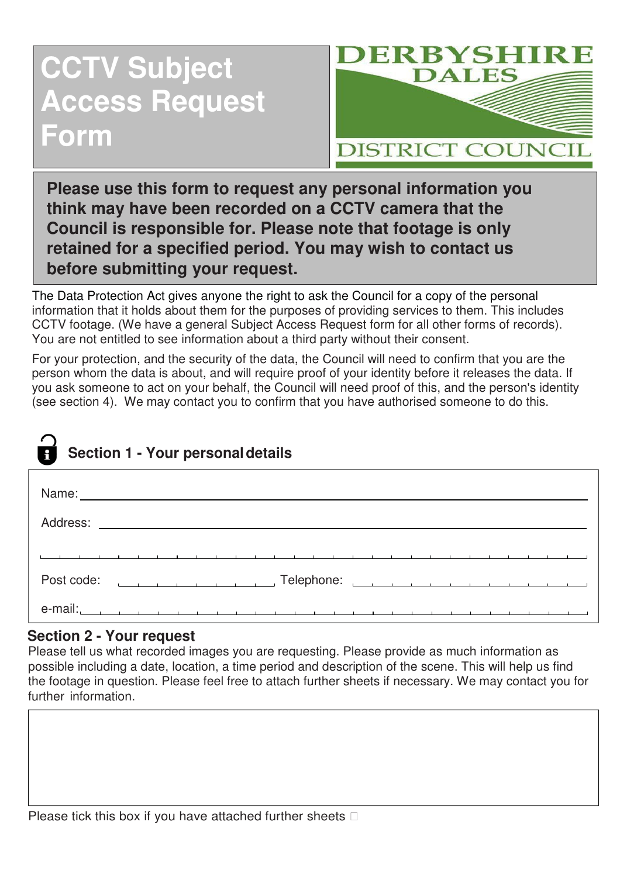# CCTV Subject Access Request Form

DERBYSHIRE DALES DISTRICT COUNCIL

**Please use this form to request any personal information you think may have been recorded on a CCTV camera that the Council is responsible for. Please note that footage is only retained for a specified period. You may wish to contact us before submitting your request.**

The Data Protection Act gives anyone the right to ask the Council for a copy of the personal information that it holds about them for the purposes of providing services to them. This includes CCTV footage. (We have a general Subject Access Request form for all other forms of records). You are not entitled to see information about a third party without their consent.

For your protection, and the security of the data, the Council will need to confirm that you are the person whom the data is about, and will require proof of your identity before it releases the data. If you ask someone to act on your behalf, the Council will need proof of this, and the person's identity (see section 4). We may contact you to confirm that you have authorised someone to do this.

## Section 1 - Your personal details

Name: ______________________________

Address: ______________________________

______________________________

Post code: ______________ Telephone: ______________

e-mail: ______________________________

## Section 2 - Your request

Please tell us what recorded images you are requesting. Please provide as much information as possible including a date, location, a time period and description of the scene. This will help us find the footage in question. Please feel free to attach further sheets if necessary. We may contact you for further information.

Please tick this box if you have attached further sheets ☐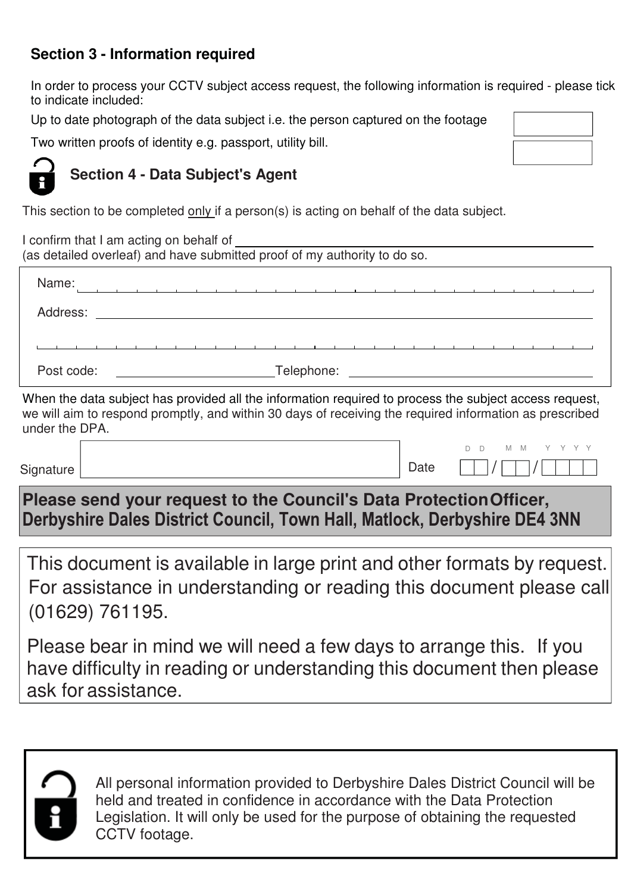## Section 3 - Information required

In order to process your CCTV subject access request, the following information is required - please tick to indicate included:

Up to date photograph of the data subject i.e. the person captured on the footage ☐

Two written proofs of identity e.g. passport, utility bill. ☐

## Section 4 - Data Subject's Agent

This section to be completed only if a person(s) is acting on behalf of the data subject.

I confirm that I am acting on behalf of ______________________________
(as detailed overleaf) and have submitted proof of my authority to do so.

Name: ______________________________

Address: ______________________________

______________________________

Post code: ______________ Telephone: ______________

When the data subject has provided all the information required to process the subject access request, we will aim to respond promptly, and within 30 days of receiving the required information as prescribed under the DPA.

Signature ______________________________ Date DD / MM / YYYY

**Please send your request to the Council's Data Protection Officer, Derbyshire Dales District Council, Town Hall, Matlock, Derbyshire DE4 3NN**

This document is available in large print and other formats by request. For assistance in understanding or reading this document please call (01629) 761195.

Please bear in mind we will need a few days to arrange this. If you have difficulty in reading or understanding this document then please ask for assistance.

All personal information provided to Derbyshire Dales District Council will be held and treated in confidence in accordance with the Data Protection Legislation. It will only be used for the purpose of obtaining the requested CCTV footage.